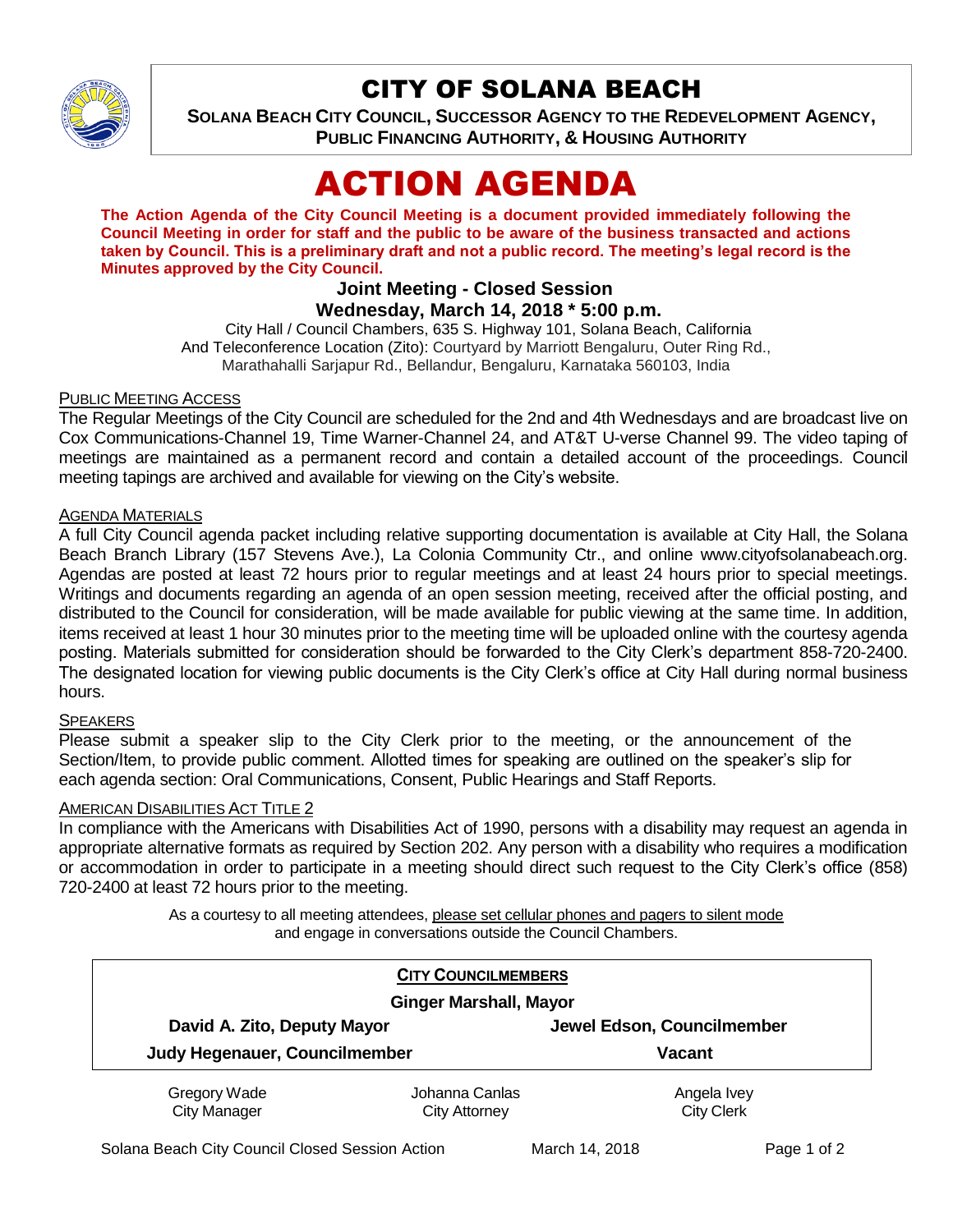# CITY OF SOLANA BEACH

**SOLANA BEACH CITY COUNCIL, SUCCESSOR AGENCY TO THE REDEVELOPMENT AGENCY, PUBLIC FINANCING AUTHORITY, & HOUSING AUTHORITY**

# ACTION AGENDA

**The Action Agenda of the City Council Meeting is a document provided immediately following the Council Meeting in order for staff and the public to be aware of the business transacted and actions taken by Council. This is a preliminary draft and not a public record. The meeting's legal record is the Minutes approved by the City Council.**

### Joint Meeting - Closed Session
### Wednesday, March 14, 2018 * 5:00 p.m.

City Hall / Council Chambers, 635 S. Highway 101, Solana Beach, California
And Teleconference Location (Zito): Courtyard by Marriott Bengaluru, Outer Ring Rd., Marathahalli Sarjapur Rd., Bellandur, Bengaluru, Karnataka 560103, India

PUBLIC MEETING ACCESS

The Regular Meetings of the City Council are scheduled for the 2nd and 4th Wednesdays and are broadcast live on Cox Communications-Channel 19, Time Warner-Channel 24, and AT&T U-verse Channel 99. The video taping of meetings are maintained as a permanent record and contain a detailed account of the proceedings. Council meeting tapings are archived and available for viewing on the City's website.

AGENDA MATERIALS

A full City Council agenda packet including relative supporting documentation is available at City Hall, the Solana Beach Branch Library (157 Stevens Ave.), La Colonia Community Ctr., and online www.cityofsolanabeach.org. Agendas are posted at least 72 hours prior to regular meetings and at least 24 hours prior to special meetings. Writings and documents regarding an agenda of an open session meeting, received after the official posting, and distributed to the Council for consideration, will be made available for public viewing at the same time. In addition, items received at least 1 hour 30 minutes prior to the meeting time will be uploaded online with the courtesy agenda posting. Materials submitted for consideration should be forwarded to the City Clerk's department 858-720-2400. The designated location for viewing public documents is the City Clerk's office at City Hall during normal business hours.

SPEAKERS

Please submit a speaker slip to the City Clerk prior to the meeting, or the announcement of the Section/Item, to provide public comment. Allotted times for speaking are outlined on the speaker's slip for each agenda section: Oral Communications, Consent, Public Hearings and Staff Reports.

AMERICAN DISABILITIES ACT TITLE 2

In compliance with the Americans with Disabilities Act of 1990, persons with a disability may request an agenda in appropriate alternative formats as required by Section 202. Any person with a disability who requires a modification or accommodation in order to participate in a meeting should direct such request to the City Clerk's office (858) 720-2400 at least 72 hours prior to the meeting.

As a courtesy to all meeting attendees, please set cellular phones and pagers to silent mode and engage in conversations outside the Council Chambers.

**CITY COUNCILMEMBERS**

**Ginger Marshall, Mayor**

| | |
|---|---|
| **David A. Zito, Deputy Mayor** | **Jewel Edson, Councilmember** |
| **Judy Hegenauer, Councilmember** | **Vacant** |

| | | |
|---|---|---|
| Gregory Wade<br>City Manager | Johanna Canlas<br>City Attorney | Angela Ivey<br>City Clerk |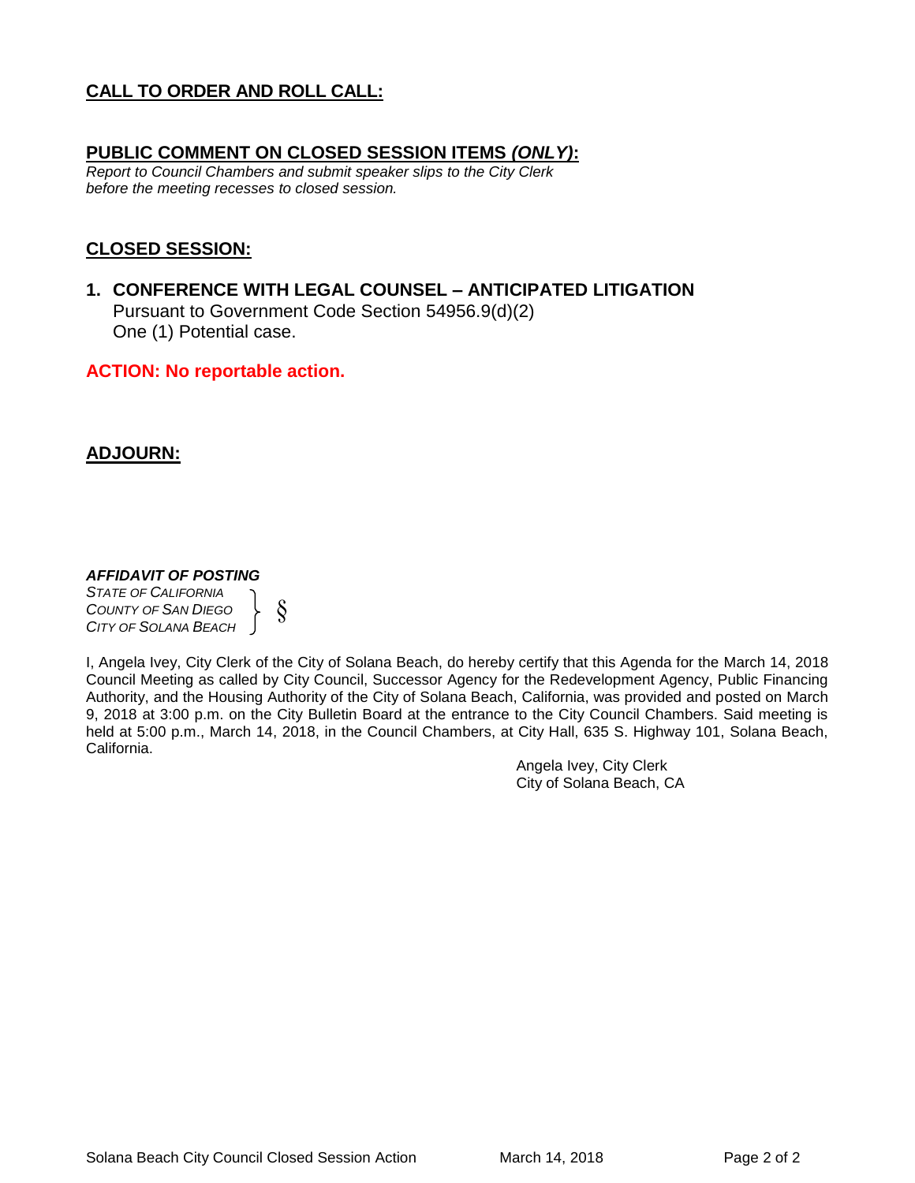## CALL TO ORDER AND ROLL CALL:

## PUBLIC COMMENT ON CLOSED SESSION ITEMS *(ONLY)*:

*Report to Council Chambers and submit speaker slips to the City Clerk before the meeting recesses to closed session.*

## CLOSED SESSION:

**1. CONFERENCE WITH LEGAL COUNSEL – ANTICIPATED LITIGATION**
Pursuant to Government Code Section 54956.9(d)(2)
One (1) Potential case.

**ACTION: No reportable action.**

## ADJOURN:

***AFFIDAVIT OF POSTING***

*STATE OF CALIFORNIA*
*COUNTY OF SAN DIEGO* §
*CITY OF SOLANA BEACH*

I, Angela Ivey, City Clerk of the City of Solana Beach, do hereby certify that this Agenda for the March 14, 2018 Council Meeting as called by City Council, Successor Agency for the Redevelopment Agency, Public Financing Authority, and the Housing Authority of the City of Solana Beach, California, was provided and posted on March 9, 2018 at 3:00 p.m. on the City Bulletin Board at the entrance to the City Council Chambers. Said meeting is held at 5:00 p.m., March 14, 2018, in the Council Chambers, at City Hall, 635 S. Highway 101, Solana Beach, California.

Angela Ivey, City Clerk
City of Solana Beach, CA